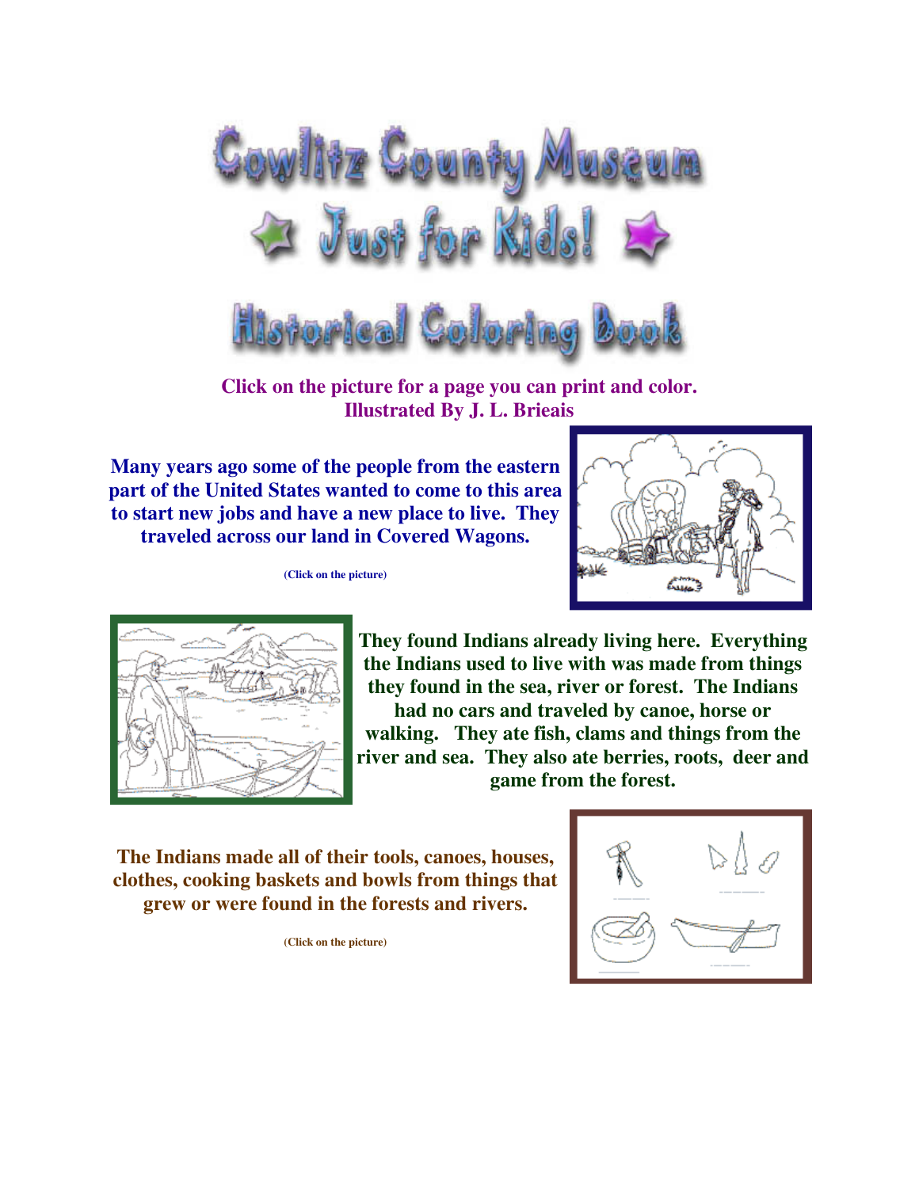# Cowlitz County Museum

## Just for Kids!

## Historical Coloring Book

**Click on the picture for a page you can print and color.**
**Illustrated By J. L. Brieais**

**Many years ago some of the people from the eastern part of the United States wanted to come to this area to start new jobs and have a new place to live. They traveled across our land in Covered Wagons.**

**(Click on the picture)**

**They found Indians already living here. Everything the Indians used to live with was made from things they found in the sea, river or forest. The Indians had no cars and traveled by canoe, horse or walking. They ate fish, clams and things from the river and sea. They also ate berries, roots, deer and game from the forest.**

**The Indians made all of their tools, canoes, houses, clothes, cooking baskets and bowls from things that grew or were found in the forests and rivers.**

**(Click on the picture)**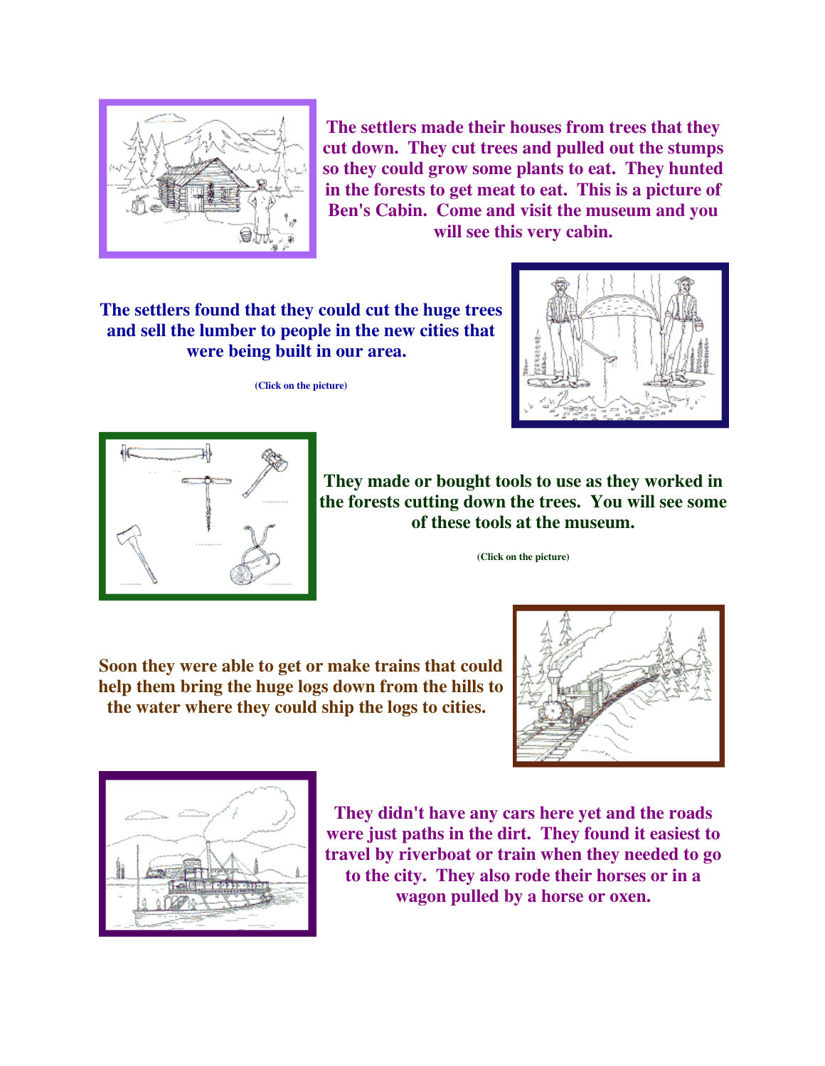**The settlers made their houses from trees that they cut down. They cut trees and pulled out the stumps so they could grow some plants to eat. They hunted in the forests to get meat to eat. This is a picture of Ben's Cabin. Come and visit the museum and you will see this very cabin.**

**The settlers found that they could cut the huge trees and sell the lumber to people in the new cities that were being built in our area.**

**(Click on the picture)**

**They made or bought tools to use as they worked in the forests cutting down the trees. You will see some of these tools at the museum.**

**(Click on the picture)**

**Soon they were able to get or make trains that could help them bring the huge logs down from the hills to the water where they could ship the logs to cities.**

**They didn't have any cars here yet and the roads were just paths in the dirt. They found it easiest to travel by riverboat or train when they needed to go to the city. They also rode their horses or in a wagon pulled by a horse or oxen.**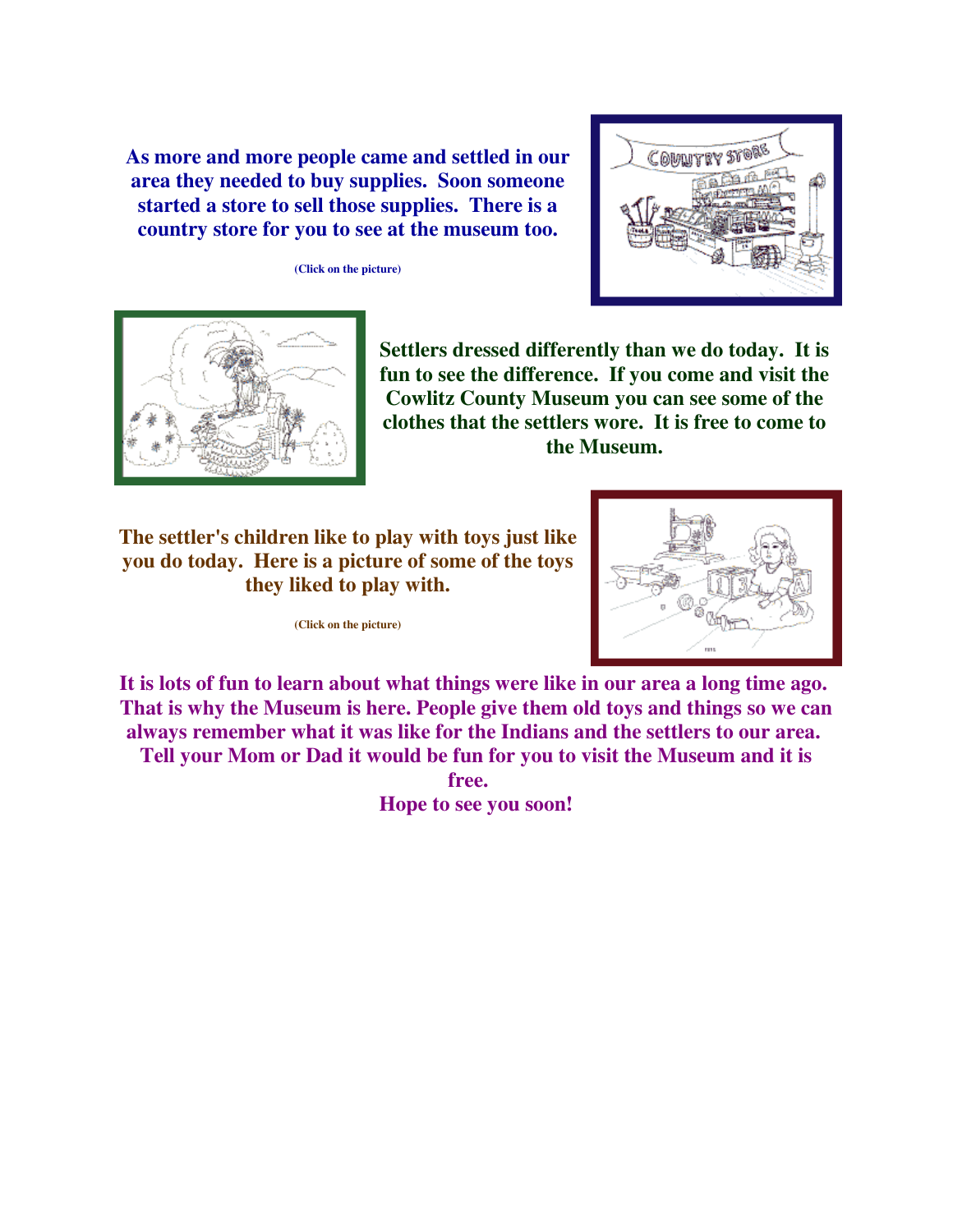**As more and more people came and settled in our area they needed to buy supplies. Soon someone started a store to sell those supplies. There is a country store for you to see at the museum too.**

**(Click on the picture)**

**Settlers dressed differently than we do today. It is fun to see the difference. If you come and visit the Cowlitz County Museum you can see some of the clothes that the settlers wore. It is free to come to the Museum.**

**The settler's children like to play with toys just like you do today. Here is a picture of some of the toys they liked to play with.**

**(Click on the picture)**

**It is lots of fun to learn about what things were like in our area a long time ago. That is why the Museum is here. People give them old toys and things so we can always remember what it was like for the Indians and the settlers to our area. Tell your Mom or Dad it would be fun for you to visit the Museum and it is free.**

**Hope to see you soon!**